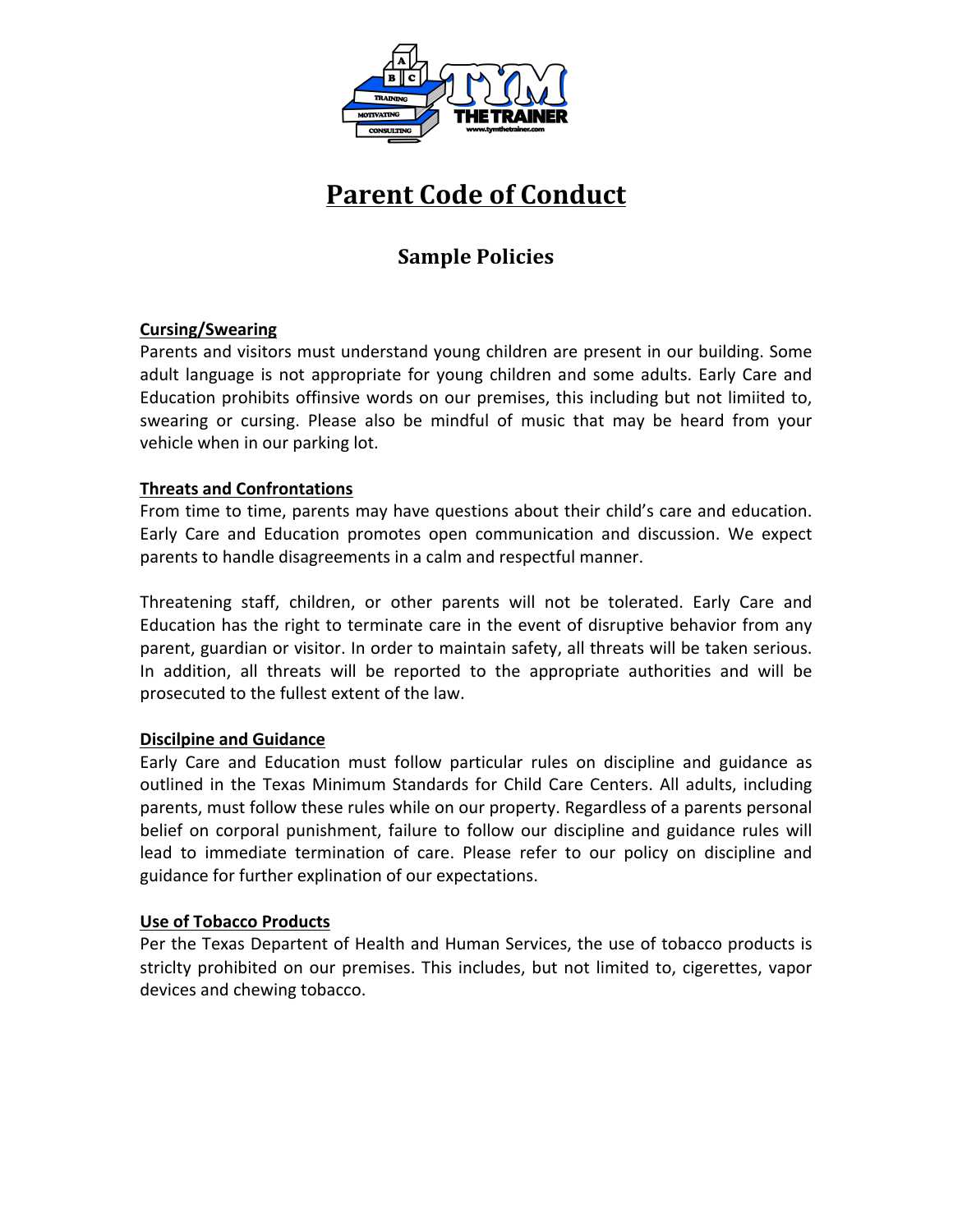# Parent Code of Conduct

## Sample Policies

**Cursing/Swearing**

Parents and visitors must understand young children are present in our building. Some adult language is not appropriate for young children and some adults. Early Care and Education prohibits offinsive words on our premises, this including but not limiited to, swearing or cursing. Please also be mindful of music that may be heard from your vehicle when in our parking lot.

**Threats and Confrontations**

From time to time, parents may have questions about their child's care and education. Early Care and Education promotes open communication and discussion. We expect parents to handle disagreements in a calm and respectful manner.

Threatening staff, children, or other parents will not be tolerated. Early Care and Education has the right to terminate care in the event of disruptive behavior from any parent, guardian or visitor. In order to maintain safety, all threats will be taken serious. In addition, all threats will be reported to the appropriate authorities and will be prosecuted to the fullest extent of the law.

**Discilpine and Guidance**

Early Care and Education must follow particular rules on discipline and guidance as outlined in the Texas Minimum Standards for Child Care Centers. All adults, including parents, must follow these rules while on our property. Regardless of a parents personal belief on corporal punishment, failure to follow our discipline and guidance rules will lead to immediate termination of care. Please refer to our policy on discipline and guidance for further explination of our expectations.

**Use of Tobacco Products**

Per the Texas Departent of Health and Human Services, the use of tobacco products is stricly prohibited on our premises. This includes, but not limited to, cigerettes, vapor devices and chewing tobacco.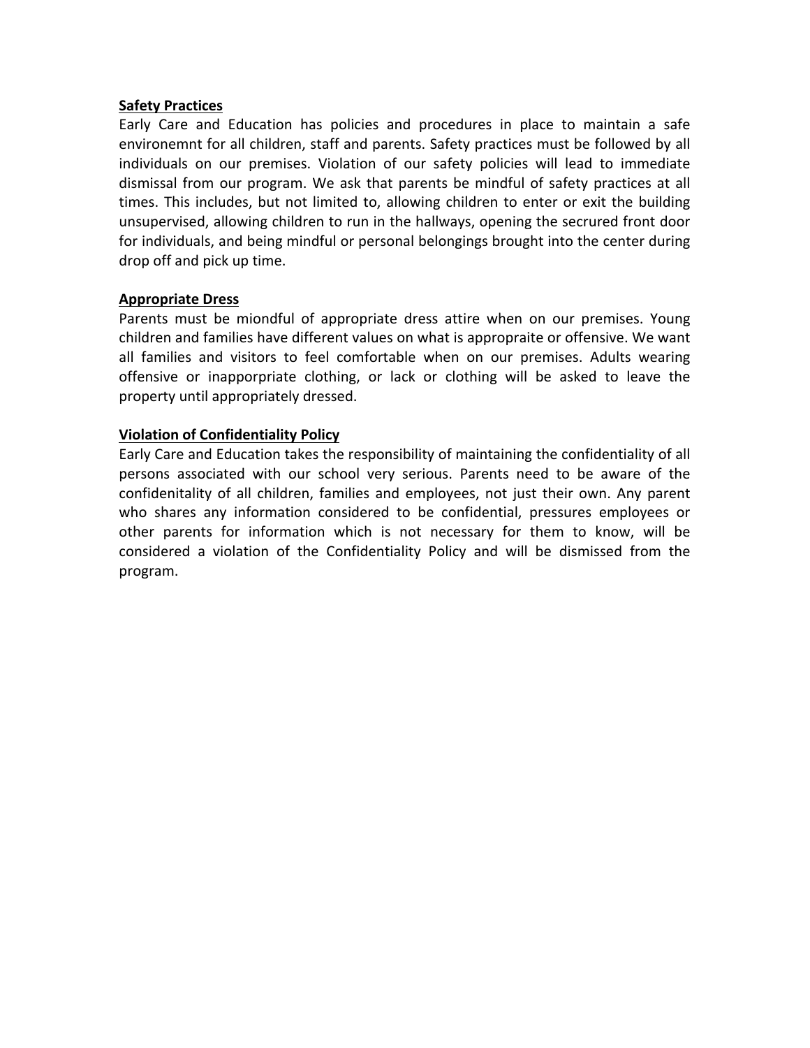**Safety Practices**

Early Care and Education has policies and procedures in place to maintain a safe environemnt for all children, staff and parents. Safety practices must be followed by all individuals on our premises. Violation of our safety policies will lead to immediate dismissal from our program. We ask that parents be mindful of safety practices at all times. This includes, but not limited to, allowing children to enter or exit the building unsupervised, allowing children to run in the hallways, opening the secrured front door for individuals, and being mindful or personal belongings brought into the center during drop off and pick up time.

**Appropriate Dress**

Parents must be miondful of appropriate dress attire when on our premises. Young children and families have different values on what is appropraite or offensive. We want all families and visitors to feel comfortable when on our premises. Adults wearing offensive or inapporpriate clothing, or lack or clothing will be asked to leave the property until appropriately dressed.

**Violation of Confidentiality Policy**

Early Care and Education takes the responsibility of maintaining the confidentiality of all persons associated with our school very serious. Parents need to be aware of the confidenitality of all children, families and employees, not just their own. Any parent who shares any information considered to be confidential, pressures employees or other parents for information which is not necessary for them to know, will be considered a violation of the Confidentiality Policy and will be dismissed from the program.